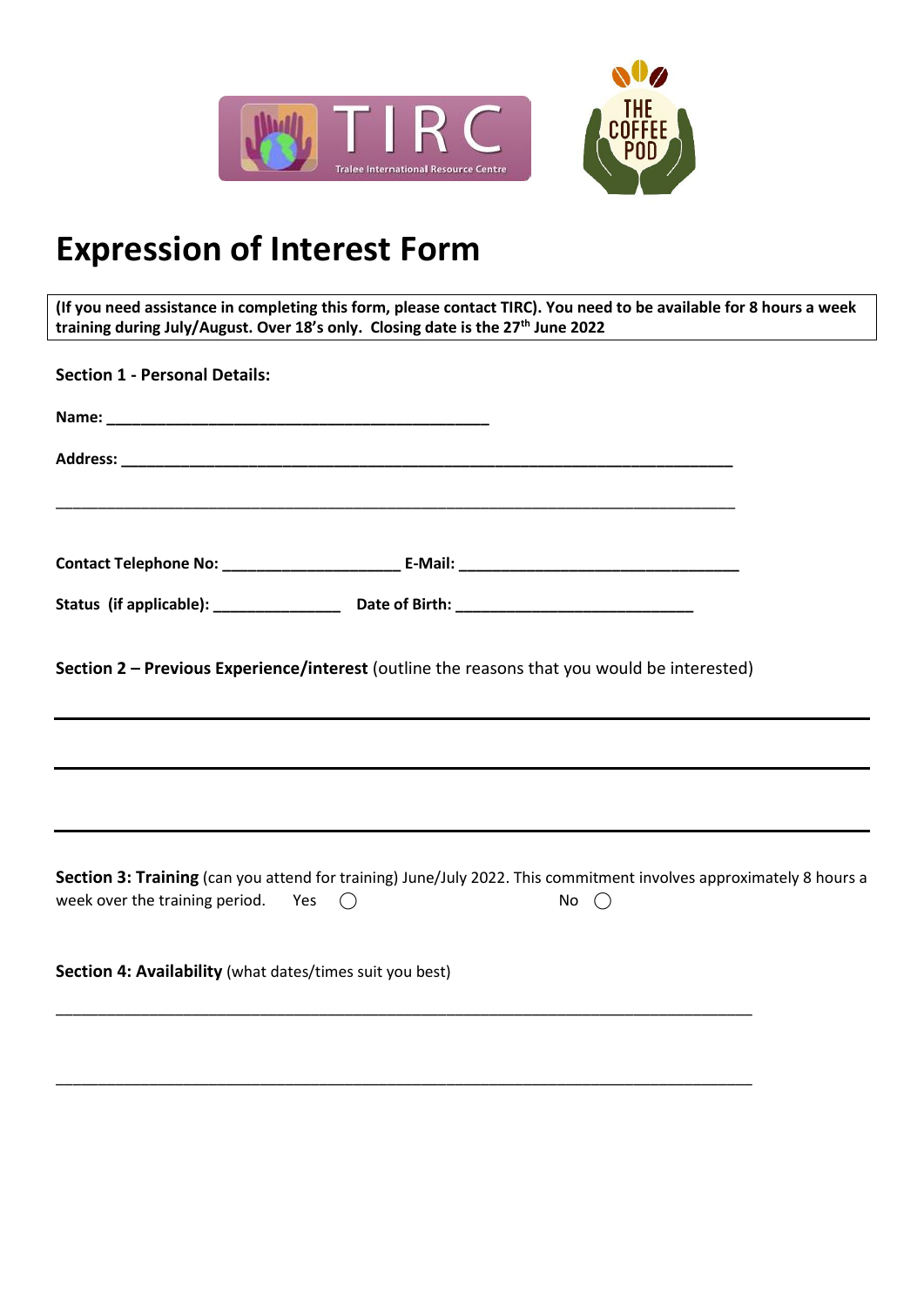# Expression of Interest Form

**(If you need assistance in completing this form, please contact TIRC). You need to be available for 8 hours a week training during July/August. Over 18's only. Closing date is the 27th June 2022**

**Section 1 - Personal Details:**

**Name:** ____________________________________________

**Address:** ______________________________________________________________________

______________________________________________________________________________

**Contact Telephone No:** ____________________ **E-Mail:** ________________________________

**Status (if applicable):** ______________ **Date of Birth:** ___________________________

**Section 2 – Previous Experience/interest** (outline the reasons that you would be interested)

______________________________________________________________________________

______________________________________________________________________________

______________________________________________________________________________

**Section 3: Training** (can you attend for training) June/July 2022. This commitment involves approximately 8 hours a week over the training period. Yes ◯ No ◯

**Section 4: Availability** (what dates/times suit you best)

______________________________________________________________________________

______________________________________________________________________________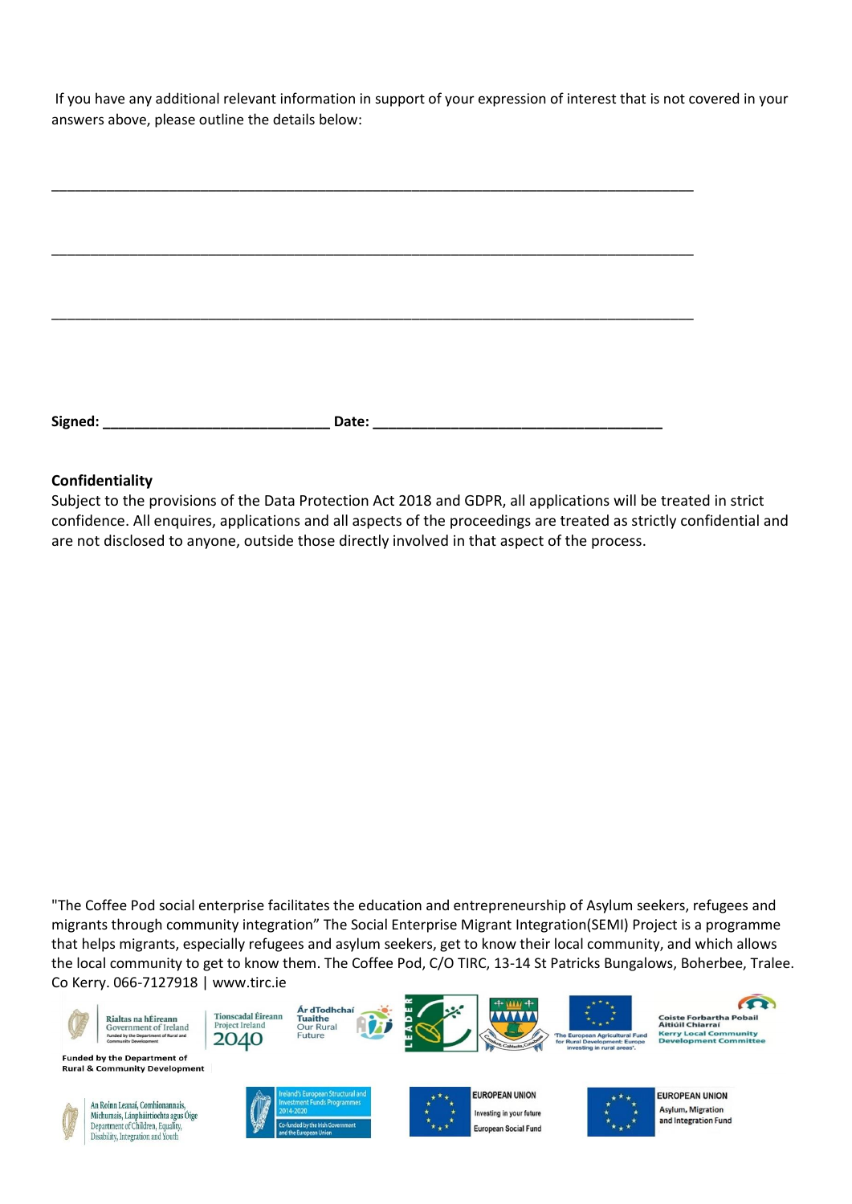If you have any additional relevant information in support of your expression of interest that is not covered in your answers above, please outline the details below:

___________________________________________________________________________

___________________________________________________________________________

___________________________________________________________________________

**Signed: ___________________________ Date: ___________________________________**

**Confidentiality**

Subject to the provisions of the Data Protection Act 2018 and GDPR, all applications will be treated in strict confidence. All enquires, applications and all aspects of the proceedings are treated as strictly confidential and are not disclosed to anyone, outside those directly involved in that aspect of the process.

"The Coffee Pod social enterprise facilitates the education and entrepreneurship of Asylum seekers, refugees and migrants through community integration" The Social Enterprise Migrant Integration(SEMI) Project is a programme that helps migrants, especially refugees and asylum seekers, get to know their local community, and which allows the local community to get to know them. The Coffee Pod, C/O TIRC, 13-14 St Patricks Bungalows, Boherbee, Tralee. Co Kerry. 066-7127918 | www.tirc.ie

Rialtas na hÉireann
Government of Ireland
Funded by the Department of Rural and Community Development

Tionscadal Éireann
Project Ireland
2040

Ár dTodhchaí Tuaithe
Our Rural Future

LEADER

'The European Agricultural Fund for Rural Development: Europe investing in rural areas'.

Coiste Forbartha Pobail Áitiúil Chiarraí
Kerry Local Community Development Committee

Funded by the Department of Rural & Community Development

An Roinn Leanaí, Comhionannais, Míchumais, Lánpháirtíochta agus Óige
Department of Children, Equality, Disability, Integration and Youth

Ireland's European Structural and Investment Funds Programmes 2014-2020
Co-funded by the Irish Government and the European Union

EUROPEAN UNION
Investing in your future
European Social Fund

EUROPEAN UNION
Asylum, Migration and Integration Fund